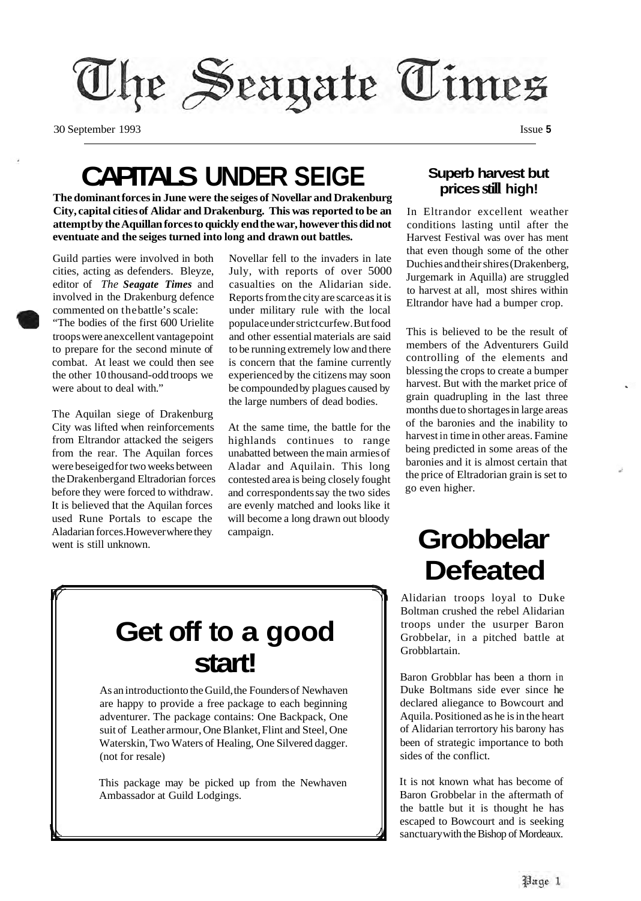# The Seagate Times

30 September 1993 Issue **5**

## CAPITALS UNDER SEIGE

**The dominant forces in June were the seiges of Novellar and Drakenburg City, capital cities of Alidar and Drakenburg. This was reported to be an attempt by the Aquillan forces to quickly end the war, however this did not eventuate and the seiges turned into long and drawn out battles.**

Guild parties were involved in both cities, acting as defenders. Bleyze, editor of *The* ***Seagate Times*** and involved in the Drakenburg defence commented on the battle's scale:

"The bodies of the first 600 Urielite troops were an excellent vantage point to prepare for the second minute of combat. At least we could then see the other 10 thousand-odd troops we were about to deal with."

The Aquilan siege of Drakenburg City was lifted when reinforcements from Eltrandor attacked the seigers from the rear. The Aquilan forces were beseiged for two weeks between the Drakenberg and Eltradorian forces before they were forced to withdraw. It is believed that the Aquilan forces used Rune Portals to escape the Aladarian forces. However where they went is still unknown.

Novellar fell to the invaders in late July, with reports of over 5000 casualties on the Alidarian side. Reports from the city are scarce as it is under military rule with the local populace under strict curfew. But food and other essential materials are said to be running extremely low and there is concern that the famine currently experienced by the citizens may soon be compounded by plagues caused by the large numbers of dead bodies.

At the same time, the battle for the highlands continues to range unabatted between the main armies of Aladar and Aquilain. This long contested area is being closely fought and correspondents say the two sides are evenly matched and looks like it will become a long drawn out bloody campaign.

### Superb harvest but prices still high!

In Eltrandor excellent weather conditions lasting until after the Harvest Festival was over has ment that even though some of the other Duchies and their shires (Drakenberg, Jurgemark in Aquilla) are struggled to harvest at all, most shires within Eltrandor have had a bumper crop.

This is believed to be the result of members of the Adventurers Guild controlling of the elements and blessing the crops to create a bumper harvest. But with the market price of grain quadrupling in the last three months due to shortages in large areas of the baronies and the inability to harvest in time in other areas. Famine being predicted in some areas of the baronies and it is almost certain that the price of Eltradorian grain is set to go even higher.

## Get off to a good start!

As an introduction to the Guild, the Founders of Newhaven are happy to provide a free package to each beginning adventurer. The package contains: One Backpack, One suit of Leather armour, One Blanket, Flint and Steel, One Waterskin, Two Waters of Healing, One Silvered dagger. (not for resale)

This package may be picked up from the Newhaven Ambassador at Guild Lodgings.

## Grobbelar Defeated

Alidarian troops loyal to Duke Boltman crushed the rebel Alidarian troops under the usurper Baron Grobbelar, in a pitched battle at Grobblartain.

Baron Grobblar has been a thorn in Duke Boltmans side ever since he declared aliegance to Bowcourt and Aquila. Positioned as he is in the heart of Alidarian terrortory his barony has been of strategic importance to both sides of the conflict.

It is not known what has become of Baron Grobbelar in the aftermath of the battle but it is thought he has escaped to Bowcourt and is seeking sanctuary with the Bishop of Mordeaux.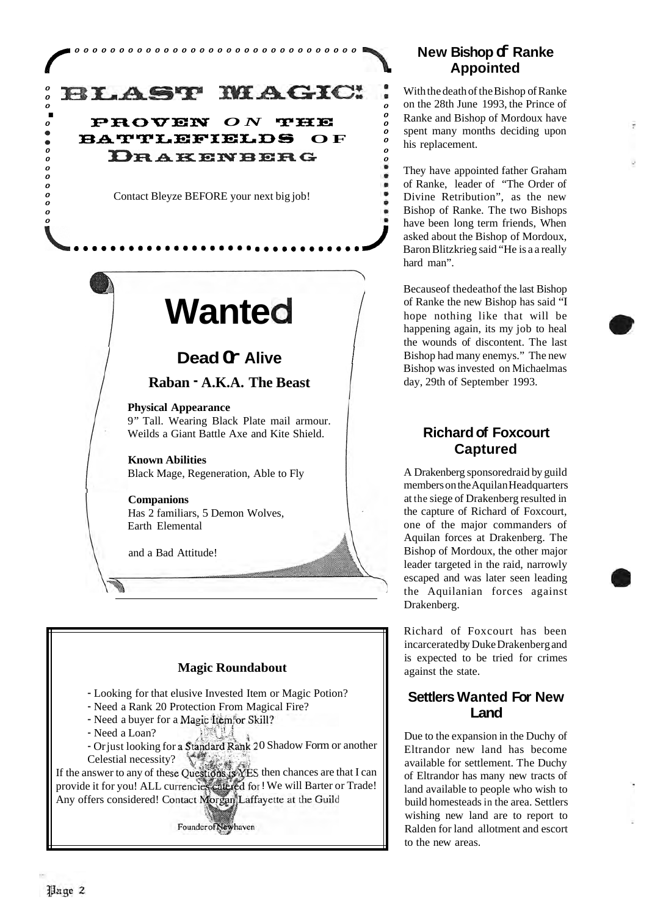# BLAST MAGIC!

## PROVEN ON THE BATTLEFIELDS OF DRAKENBERG

Contact Bleyze BEFORE your next big job!

# Wanted

## Dead Or Alive

### Raban - A.K.A. The Beast

**Physical Appearance**
9" Tall. Wearing Black Plate mail armour. Weilds a Giant Battle Axe and Kite Shield.

**Known Abilities**
Black Mage, Regeneration, Able to Fly

**Companions**
Has 2 familiars, 5 Demon Wolves, Earth Elemental

and a Bad Attitude!

### Magic Roundabout

- Looking for that elusive Invested Item or Magic Potion?
- Need a Rank 20 Protection From Magical Fire?
- Need a buyer for a Magic Item or Skill?
- Need a Loan?
- Or just looking for a Standard Rank 20 Shadow Form or another Celestial necessity?

If the answer to any of these Questions is YES then chances are that I can provide it for you! ALL currencies catered for! We will Barter or Trade! Any offers considered! Contact Morgan Laffayette at the Guild

Founder of Newhaven

## New Bishop of Ranke Appointed

With the death of the Bishop of Ranke on the 28th June 1993, the Prince of Ranke and Bishop of Mordoux have spent many months deciding upon his replacement.

They have appointed father Graham of Ranke, leader of "The Order of Divine Retribution", as the new Bishop of Ranke. The two Bishops have been long term friends, When asked about the Bishop of Mordoux, Baron Blitzkrieg said "He is a a really hard man".

Becauseof thedeathof the last Bishop of Ranke the new Bishop has said "I hope nothing like that will be happening again, its my job to heal the wounds of discontent. The last Bishop had many enemys." The new Bishop was invested on Michaelmas day, 29th of September 1993.

## Richard of Foxcourt Captured

A Drakenberg sponsoredraid by guild members on the Aquilan Headquarters at the siege of Drakenberg resulted in the capture of Richard of Foxcourt, one of the major commanders of Aquilan forces at Drakenberg. The Bishop of Mordoux, the other major leader targeted in the raid, narrowly escaped and was later seen leading the Aquilanian forces against Drakenberg.

Richard of Foxcourt has been incarcerated by Duke Drakenberg and is expected to be tried for crimes against the state.

## Settlers Wanted For New Land

Due to the expansion in the Duchy of Eltrandor new land has become available for settlement. The Duchy of Eltrandor has many new tracts of land available to people who wish to build homesteads in the area. Settlers wishing new land are to report to Ralden for land allotment and escort to the new areas.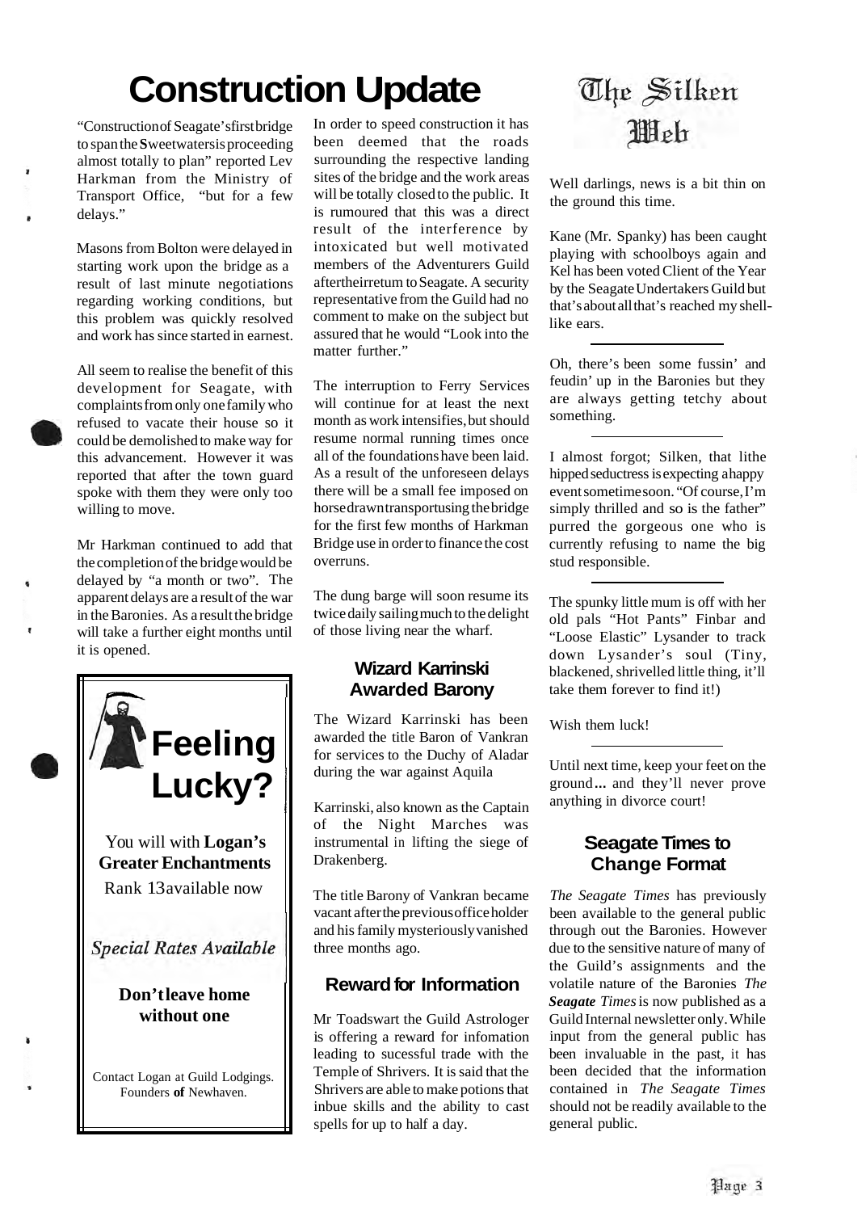# Construction Update

"Construction of Seagate's first bridge to span the Sweetwaters is proceeding almost totally to plan" reported Lev Harkman from the Ministry of Transport Office, "but for a few delays."

Masons from Bolton were delayed in starting work upon the bridge as a result of last minute negotiations regarding working conditions, but this problem was quickly resolved and work has since started in earnest.

All seem to realise the benefit of this development for Seagate, with complaints from only one family who refused to vacate their house so it could be demolished to make way for this advancement. However it was reported that after the town guard spoke with them they were only too willing to move.

Mr Harkman continued to add that the completion of the bridge would be delayed by "a month or two". The apparent delays are a result of the war in the Baronies. As a result the bridge will take a further eight months until it is opened.

In order to speed construction it has been deemed that the roads surrounding the respective landing sites of the bridge and the work areas will be totally closed to the public. It is rumoured that this was a direct result of the interference by intoxicated but well motivated members of the Adventurers Guild after their return to Seagate. A security representative from the Guild had no comment to make on the subject but assured that he would "Look into the matter further."

The interruption to Ferry Services will continue for at least the next month as work intensifies, but should resume normal running times once all of the foundations have been laid. As a result of the unforeseen delays there will be a small fee imposed on horse drawn transport using the bridge for the first few months of Harkman Bridge use in order to finance the cost overruns.

The dung barge will soon resume its twice daily sailing much to the delight of those living near the wharf.

---

**Feeling Lucky?**

You will with **Logan's Greater Enchantments**

Rank 13 available now

*Special Rates Available*

**Don't leave home without one**

Contact Logan at Guild Lodgings. Founders **of** Newhaven.

---

## Wizard Karrinski Awarded Barony

The Wizard Karrinski has been awarded the title Baron of Vankran for services to the Duchy of Aladar during the war against Aquila

Karrinski, also known as the Captain of the Night Marches was instrumental in lifting the siege of Drakenberg.

The title Barony of Vankran became vacant after the previous office holder and his family mysteriously vanished three months ago.

## Reward for Information

Mr Toadswart the Guild Astrologer is offering a reward for infomation leading to sucessful trade with the Temple of Shrivers. It is said that the Shrivers are able to make potions that inbue skills and the ability to cast spells for up to half a day.

# The Silken Web

Well darlings, news is a bit thin on the ground this time.

Kane (Mr. Spanky) has been caught playing with schoolboys again and Kel has been voted Client of the Year by the Seagate Undertakers Guild but that's about all that's reached my shell-like ears.

---

Oh, there's been some fussin' and feudin' up in the Baronies but they are always getting tetchy about something.

---

I almost forgot; Silken, that lithe hipped seductress is expecting a happy event sometime soon. "Of course, I'm simply thrilled and so is the father" purred the gorgeous one who is currently refusing to name the big stud responsible.

---

The spunky little mum is off with her old pals "Hot Pants" Finbar and "Loose Elastic" Lysander to track down Lysander's soul (Tiny, blackened, shrivelled little thing, it'll take them forever to find it!)

Wish them luck!

---

Until next time, keep your feet on the ground... and they'll never prove anything in divorce court!

## Seagate Times to Change Format

*The Seagate Times* has previously been available to the general public through out the Baronies. However due to the sensitive nature of many of the Guild's assignments and the volatile nature of the Baronies ***The Seagate Times*** is now published as a Guild Internal newsletter only. While input from the general public has been invaluable in the past, it has been decided that the information contained in *The Seagate Times* should not be readily available to the general public.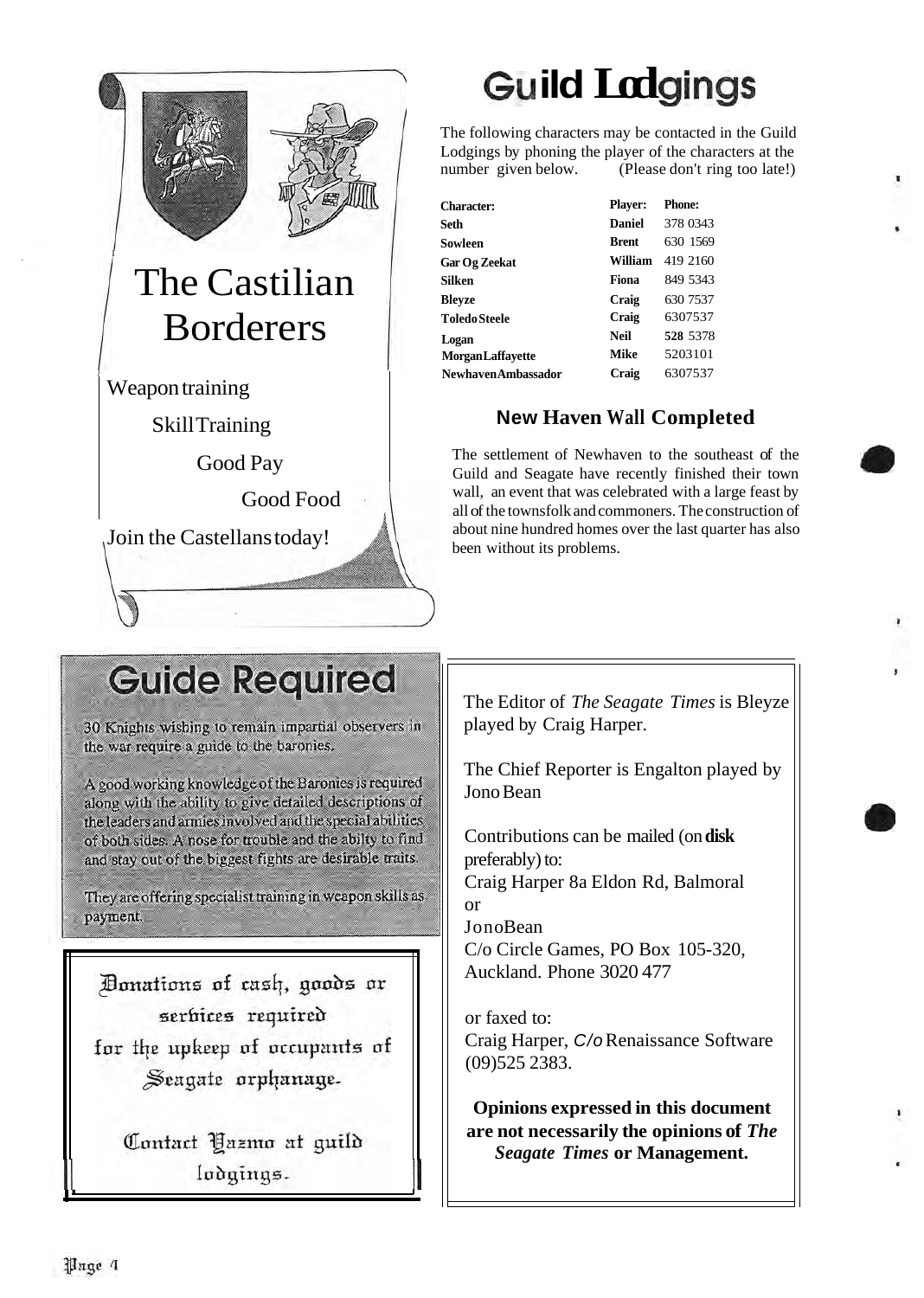# The Castilian Borderers

Weapon training

Skill Training

Good Pay

Good Food

Join the Castellans today!

# Guild Lodgings

The following characters may be contacted in the Guild Lodgings by phoning the player of the characters at the number given below. (Please don't ring too late!)

| Character: | Player: | Phone: |
|---|---|---|
| Seth | Daniel | 378 0343 |
| Sowleen | Brent | 630 1569 |
| Gar Og Zeekat | William | 419 2160 |
| Silken | Fiona | 849 5343 |
| Bleyze | Craig | 630 7537 |
| Toledo Steele | Craig | 6307537 |
| Logan | Neil | 528 5378 |
| Morgan Laffayette | Mike | 5203101 |
| Newhaven Ambassador | Craig | 6307537 |

## New Haven Wall Completed

The settlement of Newhaven to the southeast of the Guild and Seagate have recently finished their town wall, an event that was celebrated with a large feast by all of the townsfolk and commoners. The construction of about nine hundred homes over the last quarter has also been without its problems.

# Guide Required

30 Knights wishing to remain impartial observers in the war require a guide to the baronies.

A good working knowledge of the Baronies is required along with the ability to give detailed descriptions of the leaders and armies involved and the special abilities of both sides. A nose for trouble and the abilty to find and stay out of the biggest fights are desirable traits.

They are offering specialist training in weapon skills as payment.

Donations of cash, goods or services required for the upkeep of occupants of Seagate orphanage.

Contact Yazmo at guild lodgings.

The Editor of *The Seagate Times* is Bleyze played by Craig Harper.

The Chief Reporter is Engalton played by Jono Bean

Contributions can be mailed (on **disk** preferably) to:
Craig Harper 8a Eldon Rd, Balmoral
or
Jono Bean
C/o Circle Games, PO Box 105-320, Auckland. Phone 3020 477

or faxed to:
Craig Harper, C/o Renaissance Software (09)525 2383.

**Opinions expressed in this document are not necessarily the opinions of *The Seagate Times* or Management.**